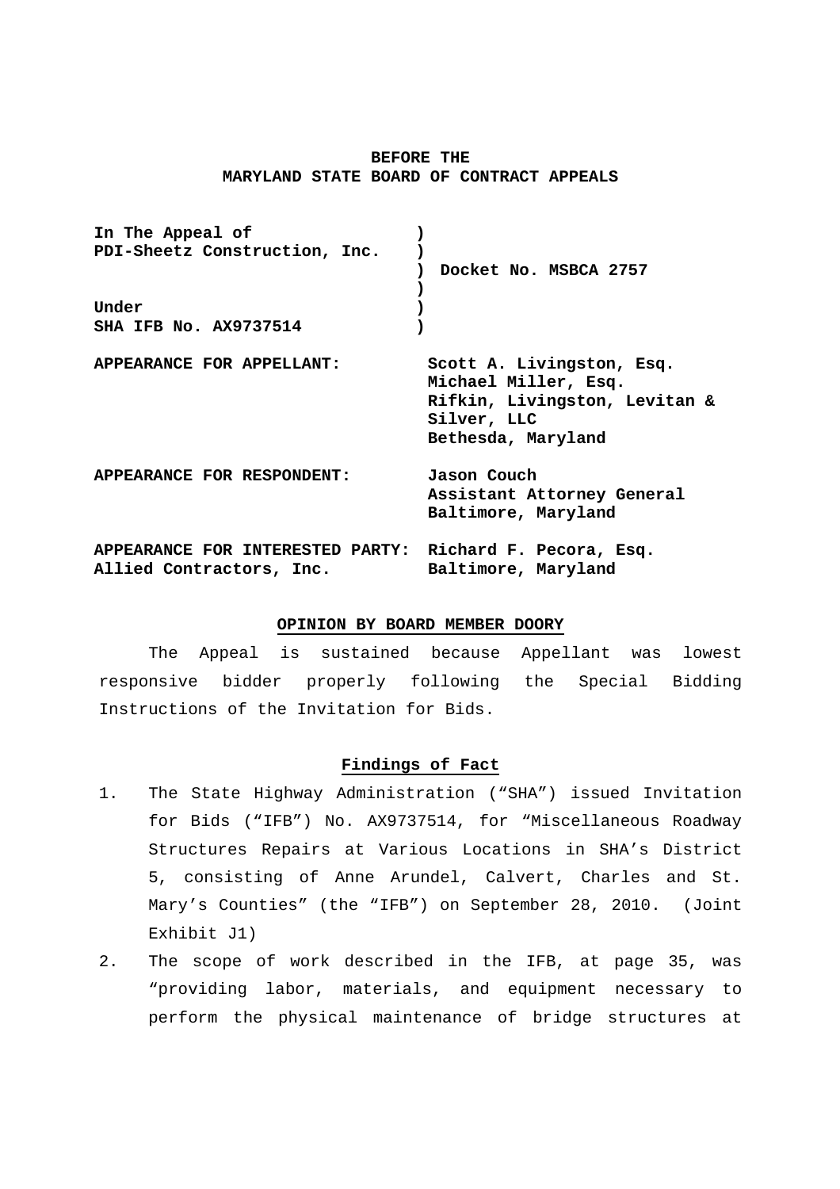**BEFORE THE**
**MARYLAND STATE BOARD OF CONTRACT APPEALS**

| | |
|---|---|
| **In The Appeal of** **PDI-Sheetz Construction, Inc.** | ) ) ) **Docket No. MSBCA 2757** ) |
| **Under** **SHA IFB No. AX9737514** | ) ) |

**APPEARANCE FOR APPELLANT:** **Scott A. Livingston, Esq.**
**Michael Miller, Esq.**
**Rifkin, Livingston, Levitan & Silver, LLC**
**Bethesda, Maryland**

**APPEARANCE FOR RESPONDENT:** **Jason Couch**
**Assistant Attorney General**
**Baltimore, Maryland**

**APPEARANCE FOR INTERESTED PARTY:** **Richard F. Pecora, Esq.**
**Allied Contractors, Inc.** **Baltimore, Maryland**

**OPINION BY BOARD MEMBER DOORY**

The Appeal is sustained because Appellant was lowest responsive bidder properly following the Special Bidding Instructions of the Invitation for Bids.

**Findings of Fact**

1. The State Highway Administration ("SHA") issued Invitation for Bids ("IFB") No. AX9737514, for "Miscellaneous Roadway Structures Repairs at Various Locations in SHA's District 5, consisting of Anne Arundel, Calvert, Charles and St. Mary's Counties" (the "IFB") on September 28, 2010. (Joint Exhibit J1)
2. The scope of work described in the IFB, at page 35, was "providing labor, materials, and equipment necessary to perform the physical maintenance of bridge structures at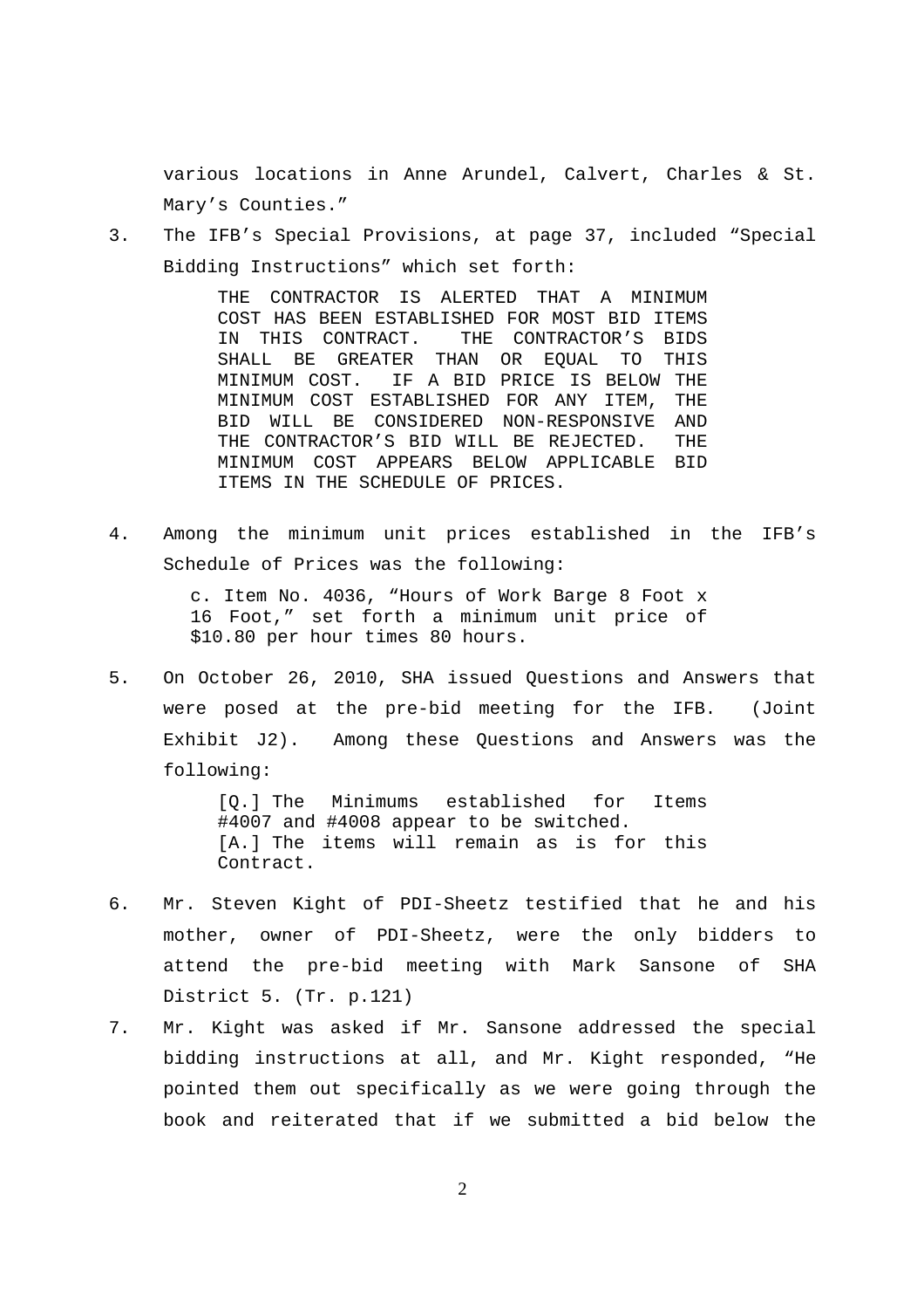various locations in Anne Arundel, Calvert, Charles & St. Mary's Counties."

3. The IFB's Special Provisions, at page 37, included "Special Bidding Instructions" which set forth:

   > THE CONTRACTOR IS ALERTED THAT A MINIMUM COST HAS BEEN ESTABLISHED FOR MOST BID ITEMS IN THIS CONTRACT. THE CONTRACTOR'S BIDS SHALL BE GREATER THAN OR EQUAL TO THIS MINIMUM COST. IF A BID PRICE IS BELOW THE MINIMUM COST ESTABLISHED FOR ANY ITEM, THE BID WILL BE CONSIDERED NON-RESPONSIVE AND THE CONTRACTOR'S BID WILL BE REJECTED. THE MINIMUM COST APPEARS BELOW APPLICABLE BID ITEMS IN THE SCHEDULE OF PRICES.

4. Among the minimum unit prices established in the IFB's Schedule of Prices was the following:

   > c. Item No. 4036, "Hours of Work Barge 8 Foot x 16 Foot," set forth a minimum unit price of $10.80 per hour times 80 hours.

5. On October 26, 2010, SHA issued Questions and Answers that were posed at the pre-bid meeting for the IFB. (Joint Exhibit J2). Among these Questions and Answers was the following:

   > [Q.] The Minimums established for Items #4007 and #4008 appear to be switched.
   > [A.] The items will remain as is for this Contract.

6. Mr. Steven Kight of PDI-Sheetz testified that he and his mother, owner of PDI-Sheetz, were the only bidders to attend the pre-bid meeting with Mark Sansone of SHA District 5. (Tr. p.121)

7. Mr. Kight was asked if Mr. Sansone addressed the special bidding instructions at all, and Mr. Kight responded, "He pointed them out specifically as we were going through the book and reiterated that if we submitted a bid below the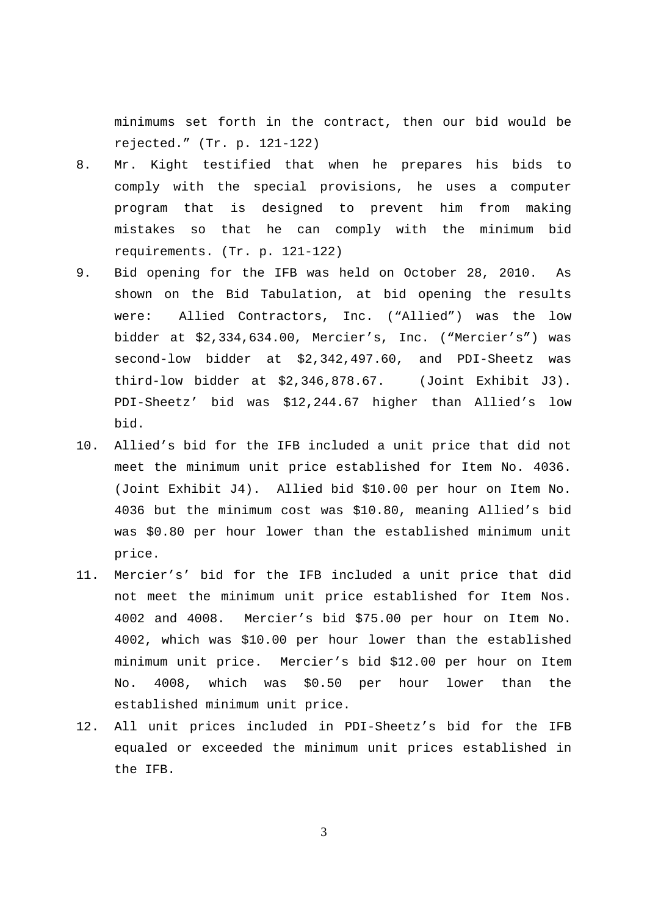minimums set forth in the contract, then our bid would be rejected." (Tr. p. 121-122)

8. Mr. Kight testified that when he prepares his bids to comply with the special provisions, he uses a computer program that is designed to prevent him from making mistakes so that he can comply with the minimum bid requirements. (Tr. p. 121-122)

9. Bid opening for the IFB was held on October 28, 2010. As shown on the Bid Tabulation, at bid opening the results were: Allied Contractors, Inc. ("Allied") was the low bidder at $2,334,634.00, Mercier's, Inc. ("Mercier's") was second-low bidder at $2,342,497.60, and PDI-Sheetz was third-low bidder at $2,346,878.67. (Joint Exhibit J3). PDI-Sheetz' bid was $12,244.67 higher than Allied's low bid.

10. Allied's bid for the IFB included a unit price that did not meet the minimum unit price established for Item No. 4036. (Joint Exhibit J4). Allied bid $10.00 per hour on Item No. 4036 but the minimum cost was $10.80, meaning Allied's bid was $0.80 per hour lower than the established minimum unit price.

11. Mercier's' bid for the IFB included a unit price that did not meet the minimum unit price established for Item Nos. 4002 and 4008. Mercier's bid $75.00 per hour on Item No. 4002, which was $10.00 per hour lower than the established minimum unit price. Mercier's bid $12.00 per hour on Item No. 4008, which was $0.50 per hour lower than the established minimum unit price.

12. All unit prices included in PDI-Sheetz's bid for the IFB equaled or exceeded the minimum unit prices established in the IFB.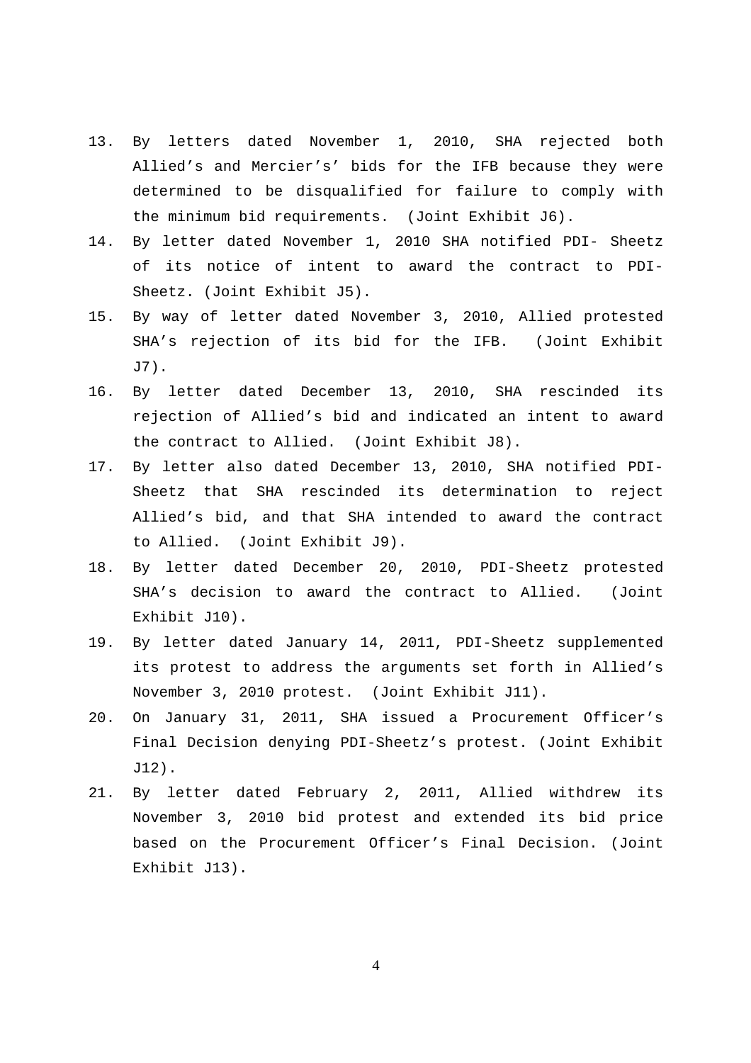13. By letters dated November 1, 2010, SHA rejected both Allied's and Mercier's' bids for the IFB because they were determined to be disqualified for failure to comply with the minimum bid requirements. (Joint Exhibit J6).
14. By letter dated November 1, 2010 SHA notified PDI- Sheetz of its notice of intent to award the contract to PDI-Sheetz. (Joint Exhibit J5).
15. By way of letter dated November 3, 2010, Allied protested SHA's rejection of its bid for the IFB. (Joint Exhibit J7).
16. By letter dated December 13, 2010, SHA rescinded its rejection of Allied's bid and indicated an intent to award the contract to Allied. (Joint Exhibit J8).
17. By letter also dated December 13, 2010, SHA notified PDI-Sheetz that SHA rescinded its determination to reject Allied's bid, and that SHA intended to award the contract to Allied. (Joint Exhibit J9).
18. By letter dated December 20, 2010, PDI-Sheetz protested SHA's decision to award the contract to Allied. (Joint Exhibit J10).
19. By letter dated January 14, 2011, PDI-Sheetz supplemented its protest to address the arguments set forth in Allied's November 3, 2010 protest. (Joint Exhibit J11).
20. On January 31, 2011, SHA issued a Procurement Officer's Final Decision denying PDI-Sheetz's protest. (Joint Exhibit J12).
21. By letter dated February 2, 2011, Allied withdrew its November 3, 2010 bid protest and extended its bid price based on the Procurement Officer's Final Decision. (Joint Exhibit J13).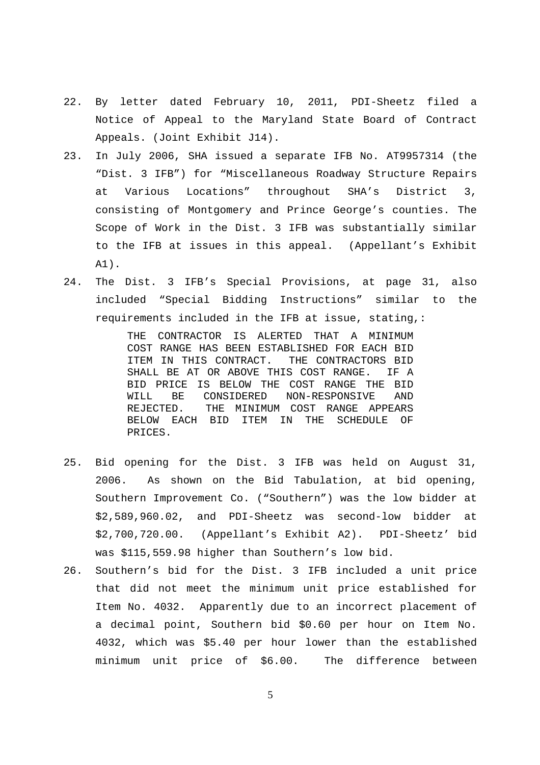22. By letter dated February 10, 2011, PDI-Sheetz filed a Notice of Appeal to the Maryland State Board of Contract Appeals. (Joint Exhibit J14).
23. In July 2006, SHA issued a separate IFB No. AT9957314 (the "Dist. 3 IFB") for "Miscellaneous Roadway Structure Repairs at Various Locations" throughout SHA's District 3, consisting of Montgomery and Prince George's counties. The Scope of Work in the Dist. 3 IFB was substantially similar to the IFB at issues in this appeal. (Appellant's Exhibit A1).
24. The Dist. 3 IFB's Special Provisions, at page 31, also included "Special Bidding Instructions" similar to the requirements included in the IFB at issue, stating,:

    > THE CONTRACTOR IS ALERTED THAT A MINIMUM COST RANGE HAS BEEN ESTABLISHED FOR EACH BID ITEM IN THIS CONTRACT. THE CONTRACTORS BID SHALL BE AT OR ABOVE THIS COST RANGE. IF A BID PRICE IS BELOW THE COST RANGE THE BID WILL BE CONSIDERED NON-RESPONSIVE AND REJECTED. THE MINIMUM COST RANGE APPEARS BELOW EACH BID ITEM IN THE SCHEDULE OF PRICES.

25. Bid opening for the Dist. 3 IFB was held on August 31, 2006. As shown on the Bid Tabulation, at bid opening, Southern Improvement Co. ("Southern") was the low bidder at $2,589,960.02, and PDI-Sheetz was second-low bidder at $2,700,720.00. (Appellant's Exhibit A2). PDI-Sheetz' bid was $115,559.98 higher than Southern's low bid.
26. Southern's bid for the Dist. 3 IFB included a unit price that did not meet the minimum unit price established for Item No. 4032. Apparently due to an incorrect placement of a decimal point, Southern bid $0.60 per hour on Item No. 4032, which was $5.40 per hour lower than the established minimum unit price of $6.00. The difference between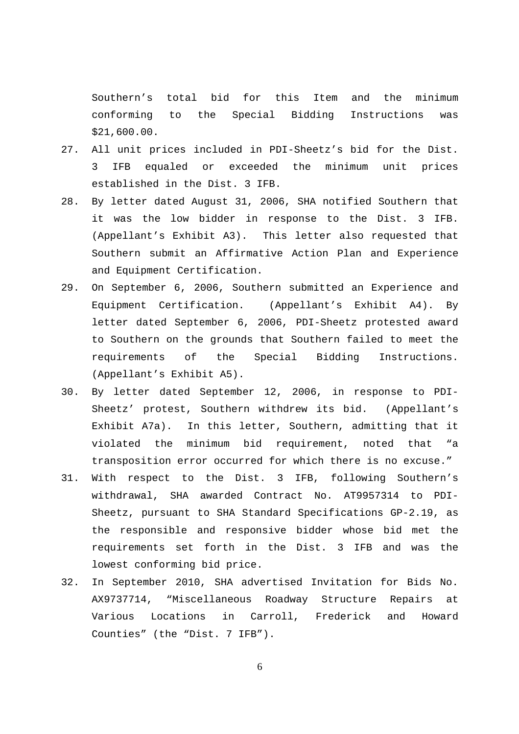Southern's total bid for this Item and the minimum conforming to the Special Bidding Instructions was $21,600.00.

27. All unit prices included in PDI-Sheetz's bid for the Dist. 3 IFB equaled or exceeded the minimum unit prices established in the Dist. 3 IFB.

28. By letter dated August 31, 2006, SHA notified Southern that it was the low bidder in response to the Dist. 3 IFB. (Appellant's Exhibit A3). This letter also requested that Southern submit an Affirmative Action Plan and Experience and Equipment Certification.

29. On September 6, 2006, Southern submitted an Experience and Equipment Certification. (Appellant's Exhibit A4). By letter dated September 6, 2006, PDI-Sheetz protested award to Southern on the grounds that Southern failed to meet the requirements of the Special Bidding Instructions. (Appellant's Exhibit A5).

30. By letter dated September 12, 2006, in response to PDI-Sheetz' protest, Southern withdrew its bid. (Appellant's Exhibit A7a). In this letter, Southern, admitting that it violated the minimum bid requirement, noted that "a transposition error occurred for which there is no excuse."

31. With respect to the Dist. 3 IFB, following Southern's withdrawal, SHA awarded Contract No. AT9957314 to PDI-Sheetz, pursuant to SHA Standard Specifications GP-2.19, as the responsible and responsive bidder whose bid met the requirements set forth in the Dist. 3 IFB and was the lowest conforming bid price.

32. In September 2010, SHA advertised Invitation for Bids No. AX9737714, "Miscellaneous Roadway Structure Repairs at Various Locations in Carroll, Frederick and Howard Counties" (the "Dist. 7 IFB").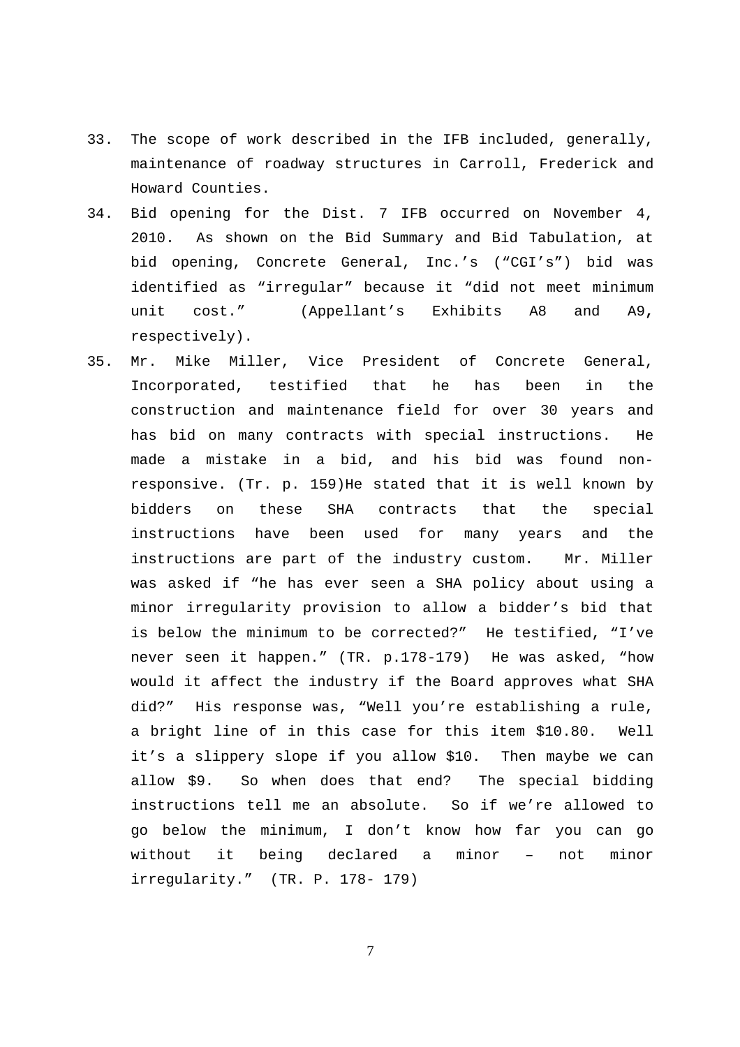33. The scope of work described in the IFB included, generally, maintenance of roadway structures in Carroll, Frederick and Howard Counties.

34. Bid opening for the Dist. 7 IFB occurred on November 4, 2010. As shown on the Bid Summary and Bid Tabulation, at bid opening, Concrete General, Inc.'s ("CGI's") bid was identified as "irregular" because it "did not meet minimum unit cost." (Appellant's Exhibits A8 and A9, respectively).

35. Mr. Mike Miller, Vice President of Concrete General, Incorporated, testified that he has been in the construction and maintenance field for over 30 years and has bid on many contracts with special instructions. He made a mistake in a bid, and his bid was found non-responsive. (Tr. p. 159)He stated that it is well known by bidders on these SHA contracts that the special instructions have been used for many years and the instructions are part of the industry custom. Mr. Miller was asked if "he has ever seen a SHA policy about using a minor irregularity provision to allow a bidder's bid that is below the minimum to be corrected?" He testified, "I've never seen it happen." (TR. p.178-179) He was asked, "how would it affect the industry if the Board approves what SHA did?" His response was, "Well you're establishing a rule, a bright line of in this case for this item $10.80. Well it's a slippery slope if you allow $10. Then maybe we can allow $9. So when does that end? The special bidding instructions tell me an absolute. So if we're allowed to go below the minimum, I don't know how far you can go without it being declared a minor – not minor irregularity." (TR. P. 178- 179)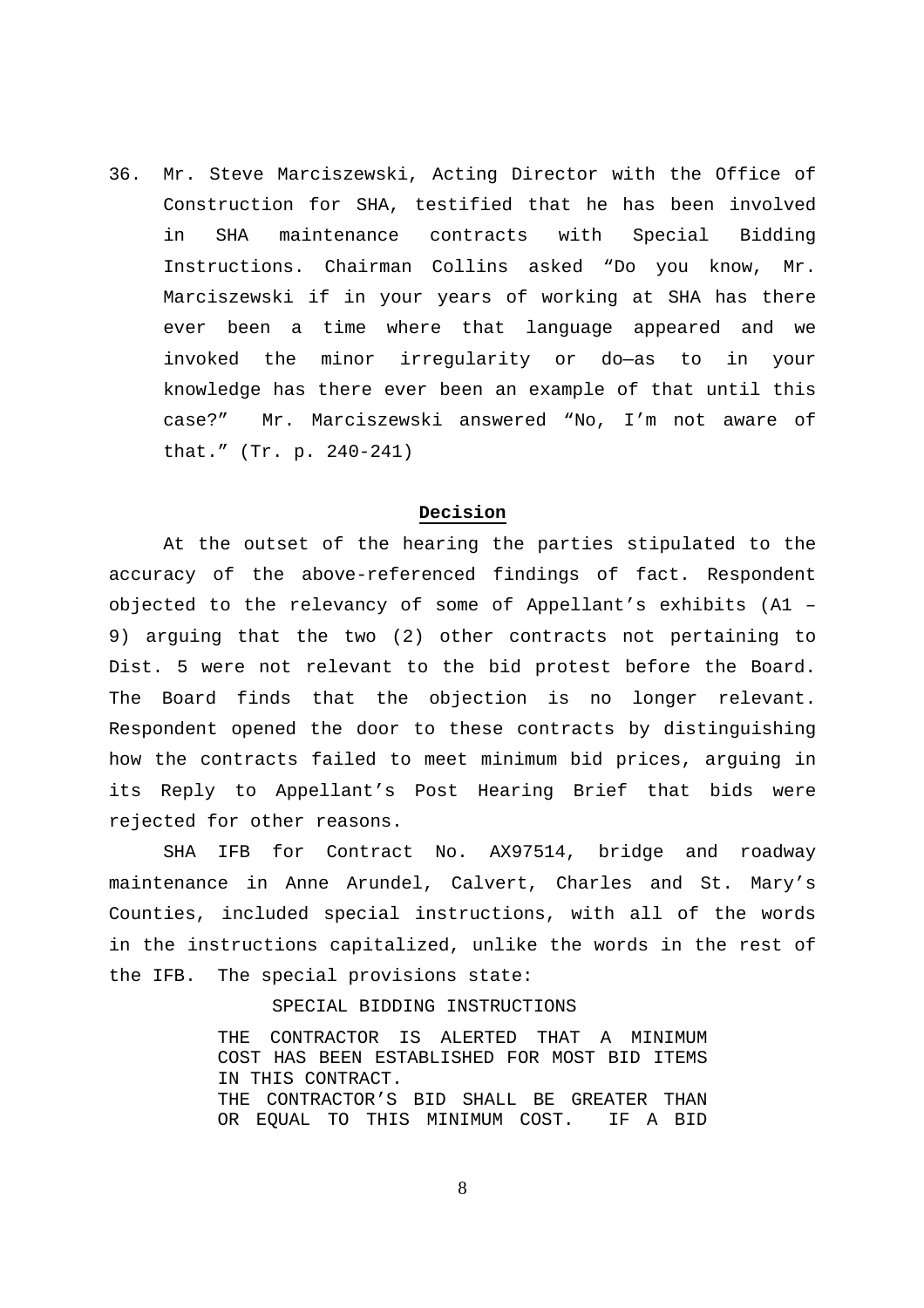36. Mr. Steve Marciszewski, Acting Director with the Office of Construction for SHA, testified that he has been involved in SHA maintenance contracts with Special Bidding Instructions. Chairman Collins asked “Do you know, Mr. Marciszewski if in your years of working at SHA has there ever been a time where that language appeared and we invoked the minor irregularity or do—as to in your knowledge has there ever been an example of that until this case?” Mr. Marciszewski answered “No, I’m not aware of that.” (Tr. p. 240-241)

## Decision

At the outset of the hearing the parties stipulated to the accuracy of the above-referenced findings of fact. Respondent objected to the relevancy of some of Appellant’s exhibits (A1 – 9) arguing that the two (2) other contracts not pertaining to Dist. 5 were not relevant to the bid protest before the Board. The Board finds that the objection is no longer relevant. Respondent opened the door to these contracts by distinguishing how the contracts failed to meet minimum bid prices, arguing in its Reply to Appellant’s Post Hearing Brief that bids were rejected for other reasons.

SHA IFB for Contract No. AX97514, bridge and roadway maintenance in Anne Arundel, Calvert, Charles and St. Mary’s Counties, included special instructions, with all of the words in the instructions capitalized, unlike the words in the rest of the IFB. The special provisions state:

> SPECIAL BIDDING INSTRUCTIONS
>
> THE CONTRACTOR IS ALERTED THAT A MINIMUM COST HAS BEEN ESTABLISHED FOR MOST BID ITEMS IN THIS CONTRACT.
> THE CONTRACTOR’S BID SHALL BE GREATER THAN OR EQUAL TO THIS MINIMUM COST. IF A BID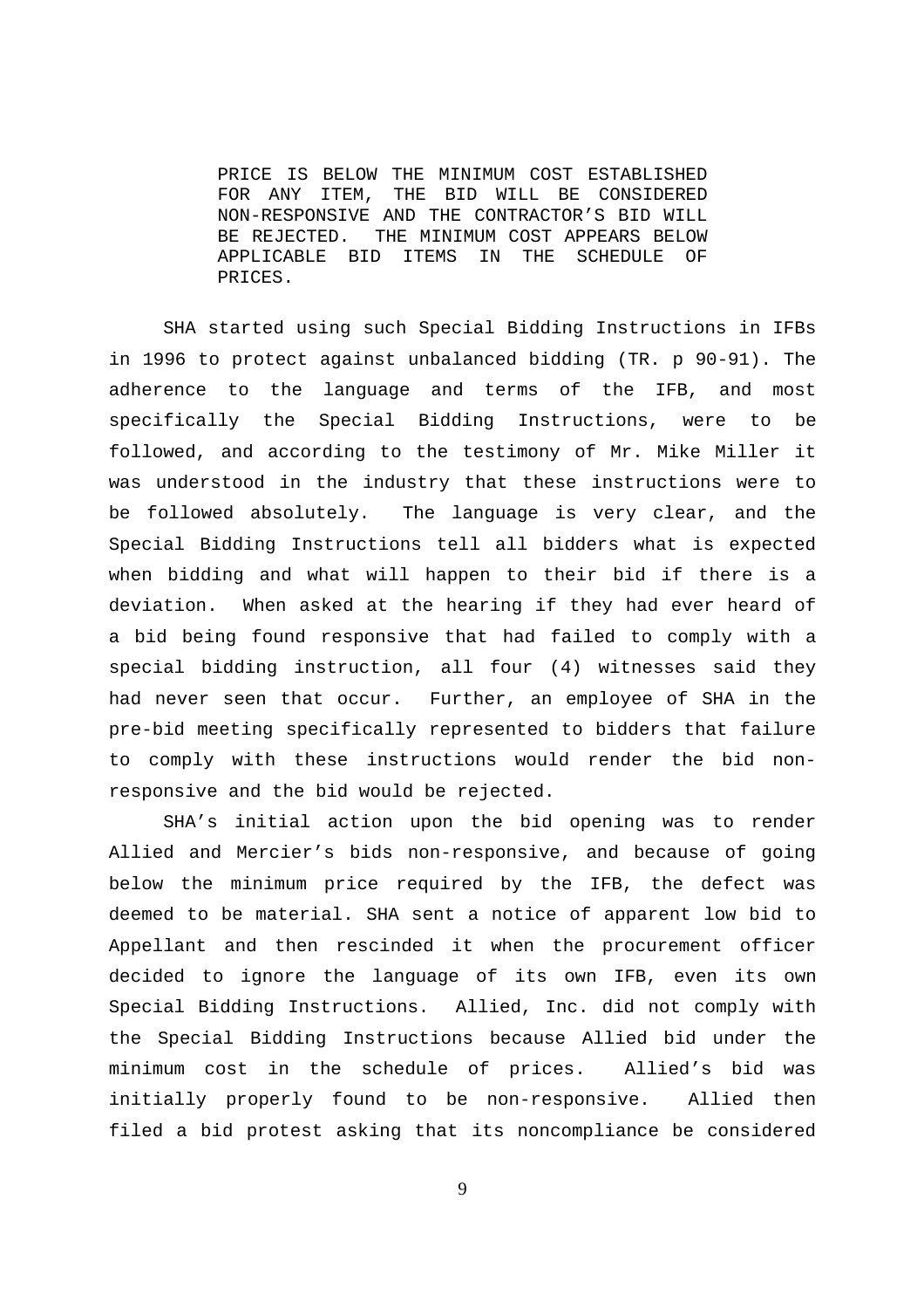> PRICE IS BELOW THE MINIMUM COST ESTABLISHED FOR ANY ITEM, THE BID WILL BE CONSIDERED NON-RESPONSIVE AND THE CONTRACTOR'S BID WILL BE REJECTED. THE MINIMUM COST APPEARS BELOW APPLICABLE BID ITEMS IN THE SCHEDULE OF PRICES.

SHA started using such Special Bidding Instructions in IFBs in 1996 to protect against unbalanced bidding (TR. p 90-91). The adherence to the language and terms of the IFB, and most specifically the Special Bidding Instructions, were to be followed, and according to the testimony of Mr. Mike Miller it was understood in the industry that these instructions were to be followed absolutely. The language is very clear, and the Special Bidding Instructions tell all bidders what is expected when bidding and what will happen to their bid if there is a deviation. When asked at the hearing if they had ever heard of a bid being found responsive that had failed to comply with a special bidding instruction, all four (4) witnesses said they had never seen that occur. Further, an employee of SHA in the pre-bid meeting specifically represented to bidders that failure to comply with these instructions would render the bid non-responsive and the bid would be rejected.

SHA's initial action upon the bid opening was to render Allied and Mercier's bids non-responsive, and because of going below the minimum price required by the IFB, the defect was deemed to be material. SHA sent a notice of apparent low bid to Appellant and then rescinded it when the procurement officer decided to ignore the language of its own IFB, even its own Special Bidding Instructions. Allied, Inc. did not comply with the Special Bidding Instructions because Allied bid under the minimum cost in the schedule of prices. Allied's bid was initially properly found to be non-responsive. Allied then filed a bid protest asking that its noncompliance be considered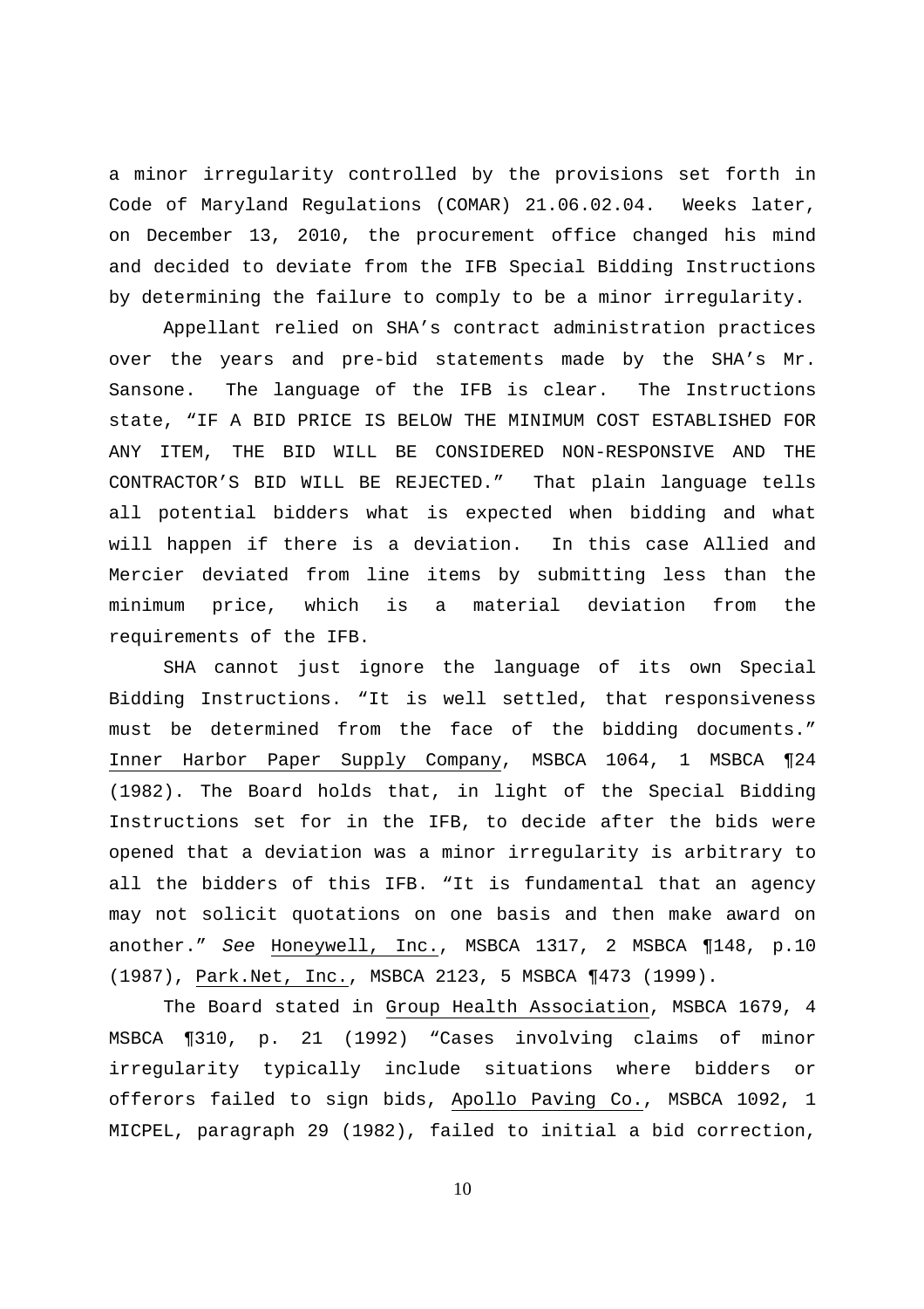a minor irregularity controlled by the provisions set forth in Code of Maryland Regulations (COMAR) 21.06.02.04. Weeks later, on December 13, 2010, the procurement office changed his mind and decided to deviate from the IFB Special Bidding Instructions by determining the failure to comply to be a minor irregularity.

Appellant relied on SHA's contract administration practices over the years and pre-bid statements made by the SHA's Mr. Sansone. The language of the IFB is clear. The Instructions state, "IF A BID PRICE IS BELOW THE MINIMUM COST ESTABLISHED FOR ANY ITEM, THE BID WILL BE CONSIDERED NON-RESPONSIVE AND THE CONTRACTOR'S BID WILL BE REJECTED." That plain language tells all potential bidders what is expected when bidding and what will happen if there is a deviation. In this case Allied and Mercier deviated from line items by submitting less than the minimum price, which is a material deviation from the requirements of the IFB.

SHA cannot just ignore the language of its own Special Bidding Instructions. "It is well settled, that responsiveness must be determined from the face of the bidding documents." Inner Harbor Paper Supply Company, MSBCA 1064, 1 MSBCA ¶24 (1982). The Board holds that, in light of the Special Bidding Instructions set for in the IFB, to decide after the bids were opened that a deviation was a minor irregularity is arbitrary to all the bidders of this IFB. "It is fundamental that an agency may not solicit quotations on one basis and then make award on another." *See* Honeywell, Inc., MSBCA 1317, 2 MSBCA ¶148, p.10 (1987), Park.Net, Inc., MSBCA 2123, 5 MSBCA ¶473 (1999).

The Board stated in Group Health Association, MSBCA 1679, 4 MSBCA ¶310, p. 21 (1992) "Cases involving claims of minor irregularity typically include situations where bidders or offerors failed to sign bids, Apollo Paving Co., MSBCA 1092, 1 MICPEL, paragraph 29 (1982), failed to initial a bid correction,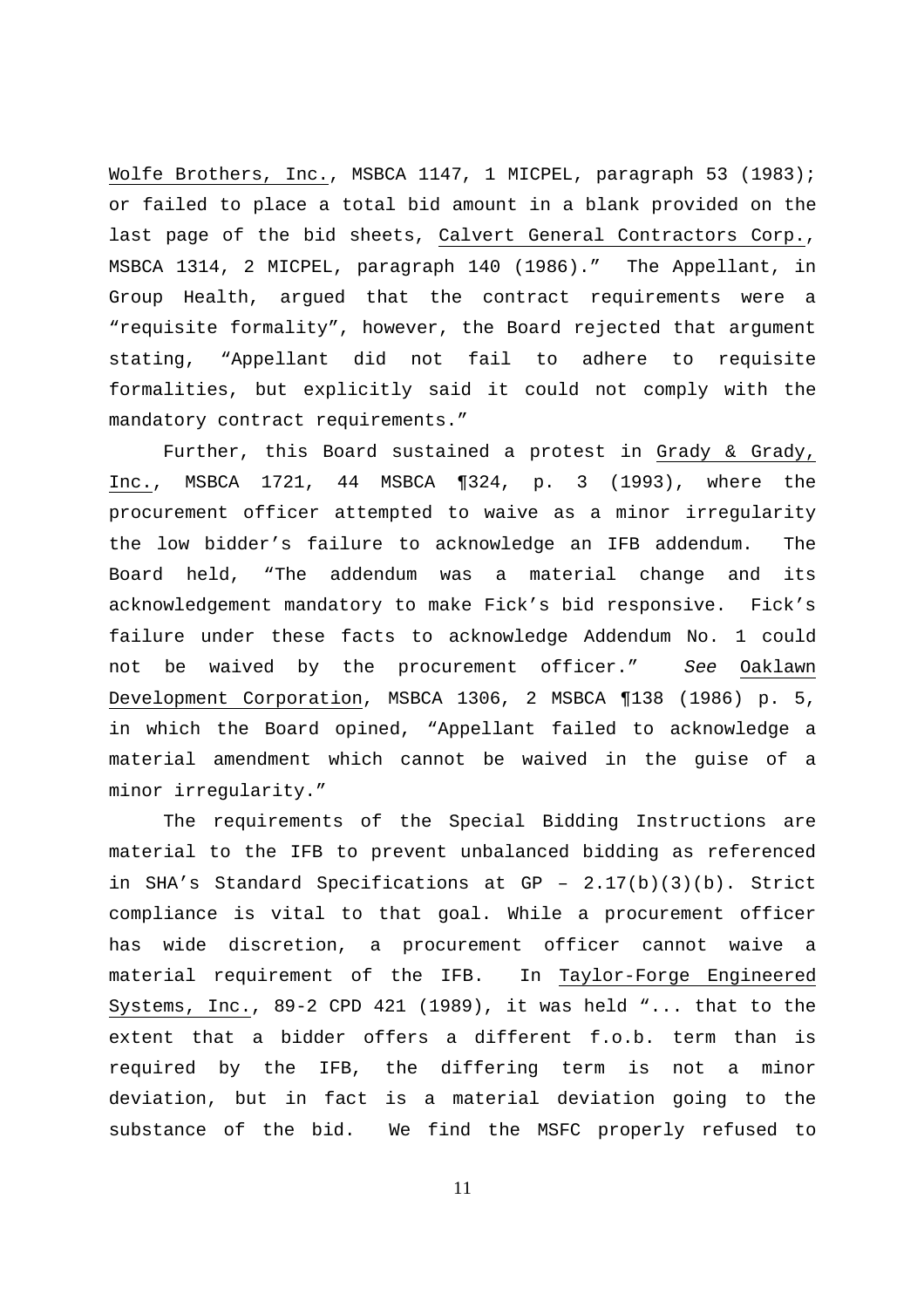Wolfe Brothers, Inc., MSBCA 1147, 1 MICPEL, paragraph 53 (1983); or failed to place a total bid amount in a blank provided on the last page of the bid sheets, Calvert General Contractors Corp., MSBCA 1314, 2 MICPEL, paragraph 140 (1986)." The Appellant, in Group Health, argued that the contract requirements were a "requisite formality", however, the Board rejected that argument stating, "Appellant did not fail to adhere to requisite formalities, but explicitly said it could not comply with the mandatory contract requirements."

Further, this Board sustained a protest in Grady & Grady, Inc., MSBCA 1721, 44 MSBCA ¶324, p. 3 (1993), where the procurement officer attempted to waive as a minor irregularity the low bidder's failure to acknowledge an IFB addendum. The Board held, "The addendum was a material change and its acknowledgement mandatory to make Fick's bid responsive. Fick's failure under these facts to acknowledge Addendum No. 1 could not be waived by the procurement officer." *See* Oaklawn Development Corporation, MSBCA 1306, 2 MSBCA ¶138 (1986) p. 5, in which the Board opined, "Appellant failed to acknowledge a material amendment which cannot be waived in the guise of a minor irregularity."

The requirements of the Special Bidding Instructions are material to the IFB to prevent unbalanced bidding as referenced in SHA's Standard Specifications at GP – 2.17(b)(3)(b). Strict compliance is vital to that goal. While a procurement officer has wide discretion, a procurement officer cannot waive a material requirement of the IFB. In Taylor-Forge Engineered Systems, Inc., 89-2 CPD 421 (1989), it was held "... that to the extent that a bidder offers a different f.o.b. term than is required by the IFB, the differing term is not a minor deviation, but in fact is a material deviation going to the substance of the bid. We find the MSFC properly refused to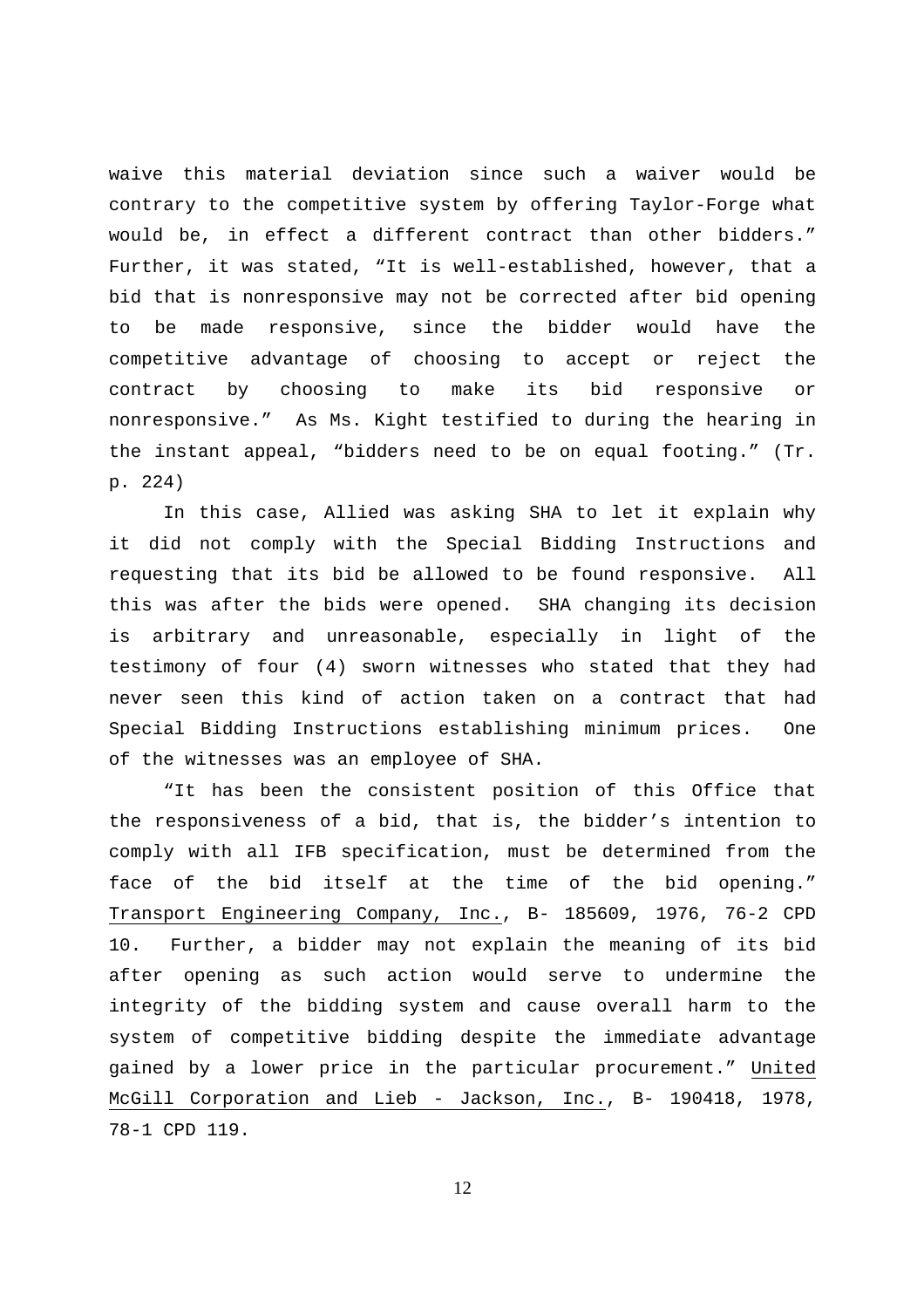waive this material deviation since such a waiver would be contrary to the competitive system by offering Taylor-Forge what would be, in effect a different contract than other bidders." Further, it was stated, "It is well-established, however, that a bid that is nonresponsive may not be corrected after bid opening to be made responsive, since the bidder would have the competitive advantage of choosing to accept or reject the contract by choosing to make its bid responsive or nonresponsive." As Ms. Kight testified to during the hearing in the instant appeal, "bidders need to be on equal footing." (Tr. p. 224)

In this case, Allied was asking SHA to let it explain why it did not comply with the Special Bidding Instructions and requesting that its bid be allowed to be found responsive. All this was after the bids were opened. SHA changing its decision is arbitrary and unreasonable, especially in light of the testimony of four (4) sworn witnesses who stated that they had never seen this kind of action taken on a contract that had Special Bidding Instructions establishing minimum prices. One of the witnesses was an employee of SHA.

"It has been the consistent position of this Office that the responsiveness of a bid, that is, the bidder's intention to comply with all IFB specification, must be determined from the face of the bid itself at the time of the bid opening." Transport Engineering Company, Inc., B- 185609, 1976, 76-2 CPD 10. Further, a bidder may not explain the meaning of its bid after opening as such action would serve to undermine the integrity of the bidding system and cause overall harm to the system of competitive bidding despite the immediate advantage gained by a lower price in the particular procurement." United McGill Corporation and Lieb - Jackson, Inc., B- 190418, 1978, 78-1 CPD 119.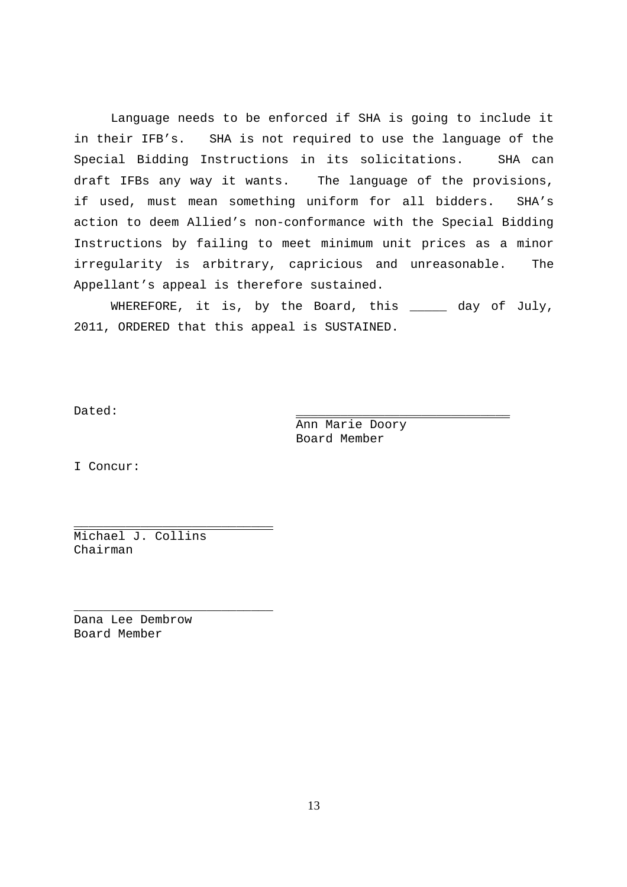Language needs to be enforced if SHA is going to include it in their IFB's. SHA is not required to use the language of the Special Bidding Instructions in its solicitations. SHA can draft IFBs any way it wants. The language of the provisions, if used, must mean something uniform for all bidders. SHA's action to deem Allied's non-conformance with the Special Bidding Instructions by failing to meet minimum unit prices as a minor irregularity is arbitrary, capricious and unreasonable. The Appellant's appeal is therefore sustained.

WHEREFORE, it is, by the Board, this _____ day of July, 2011, ORDERED that this appeal is SUSTAINED.

Dated:

______________________________
Ann Marie Doory
Board Member

I Concur:

___________________________
Michael J. Collins
Chairman

___________________________
Dana Lee Dembrow
Board Member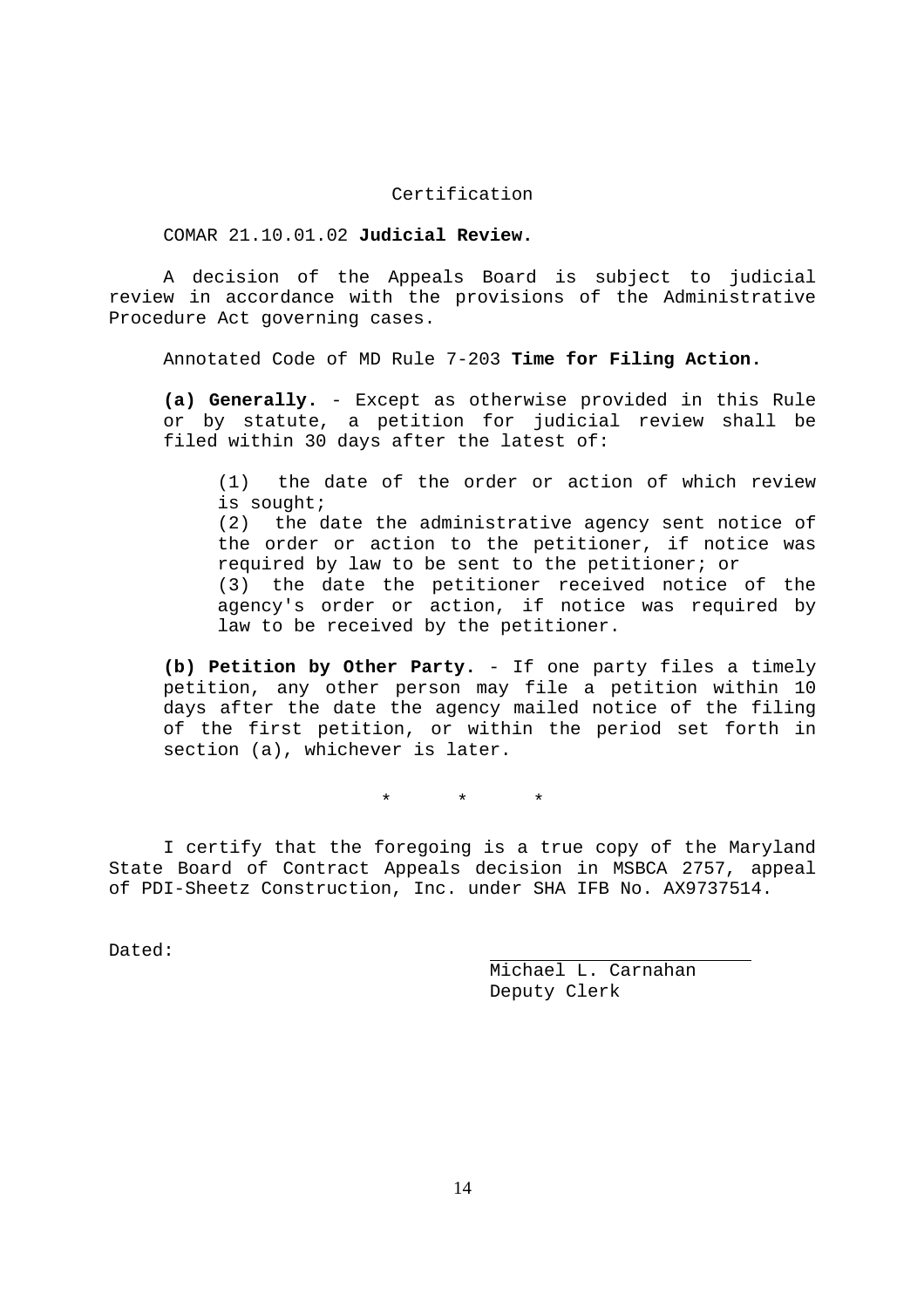## Certification

COMAR 21.10.01.02 **Judicial Review.**

A decision of the Appeals Board is subject to judicial review in accordance with the provisions of the Administrative Procedure Act governing cases.

Annotated Code of MD Rule 7-203 **Time for Filing Action.**

**(a) Generally.** - Except as otherwise provided in this Rule or by statute, a petition for judicial review shall be filed within 30 days after the latest of:

(1) the date of the order or action of which review is sought;
(2) the date the administrative agency sent notice of the order or action to the petitioner, if notice was required by law to be sent to the petitioner; or
(3) the date the petitioner received notice of the agency's order or action, if notice was required by law to be received by the petitioner.

**(b) Petition by Other Party.** - If one party files a timely petition, any other person may file a petition within 10 days after the date the agency mailed notice of the filing of the first petition, or within the period set forth in section (a), whichever is later.

\* \* \*

I certify that the foregoing is a true copy of the Maryland State Board of Contract Appeals decision in MSBCA 2757, appeal of PDI-Sheetz Construction, Inc. under SHA IFB No. AX9737514.

Dated:

Michael L. Carnahan
Deputy Clerk